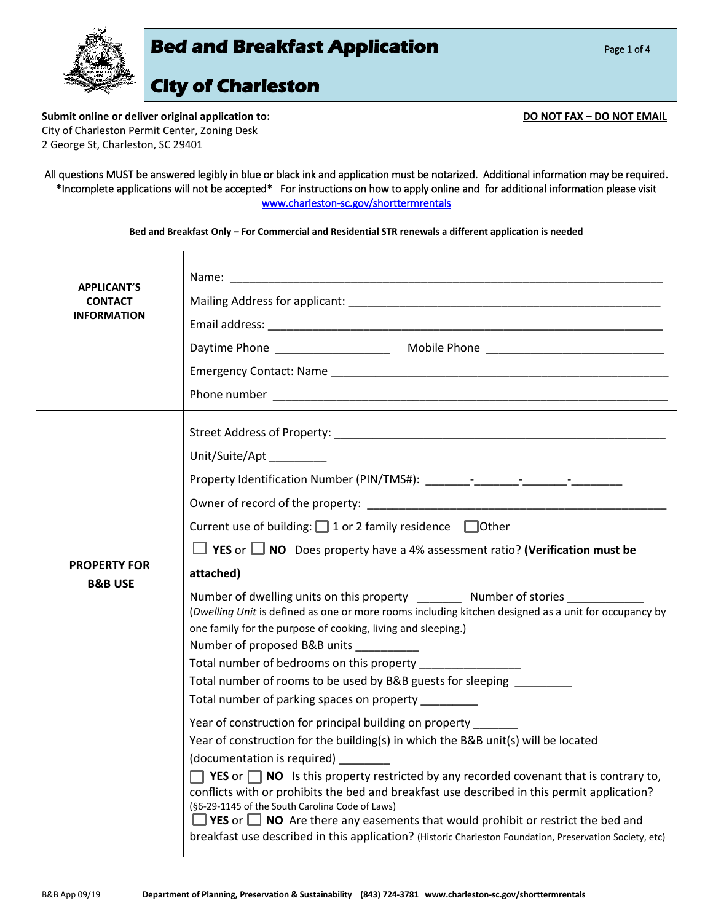# Bed and Breakfast Application

# City of Charleston

**Submit online or deliver original application to:**
City of Charleston Permit Center, Zoning Desk
2 George St, Charleston, SC 29401

**DO NOT FAX – DO NOT EMAIL**

All questions MUST be answered legibly in blue or black ink and application must be notarized. Additional information may be required. *Incomplete applications will not be accepted* For instructions on how to apply online and for additional information please visit www.charleston-sc.gov/shorttermrentals

**Bed and Breakfast Only – For Commercial and Residential STR renewals a different application is needed**

| | |
|---|---|
| **APPLICANT'S CONTACT INFORMATION** | Name: ______________________________<br>Mailing Address for applicant: ______________________________<br>Email address: ______________________________<br>Daytime Phone ________________ Mobile Phone ________________<br>Emergency Contact: Name ______________________________<br>Phone number ______________________________ |
| **PROPERTY FOR B&B USE** | Street Address of Property: ______________________________<br>Unit/Suite/Apt _________<br>Property Identification Number (PIN/TMS#): _______-_______-_______-________<br>Owner of record of the property: ______________________________<br>Current use of building: ☐ 1 or 2 family residence ☐ Other<br>☐ **YES** or ☐ **NO** Does property have a 4% assessment ratio? **(Verification must be attached)**<br>Number of dwelling units on this property _______ Number of stories ___________<br>(*Dwelling Unit* is defined as one or more rooms including kitchen designed as a unit for occupancy by one family for the purpose of cooking, living and sleeping.)<br>Number of proposed B&B units __________<br>Total number of bedrooms on this property ________________<br>Total number of rooms to be used by B&B guests for sleeping _________<br>Total number of parking spaces on property _________<br>Year of construction for principal building on property _______<br>Year of construction for the building(s) in which the B&B unit(s) will be located (documentation is required) ________<br>☐ **YES** or ☐ **NO** Is this property restricted by any recorded covenant that is contrary to, conflicts with or prohibits the bed and breakfast use described in this permit application? (§6-29-1145 of the South Carolina Code of Laws)<br>☐ **YES** or ☐ **NO** Are there any easements that would prohibit or restrict the bed and breakfast use described in this application? (Historic Charleston Foundation, Preservation Society, etc) |

B&B App 09/19 **Department of Planning, Preservation & Sustainability (843) 724-3781 www.charleston-sc.gov/shorttermrentals**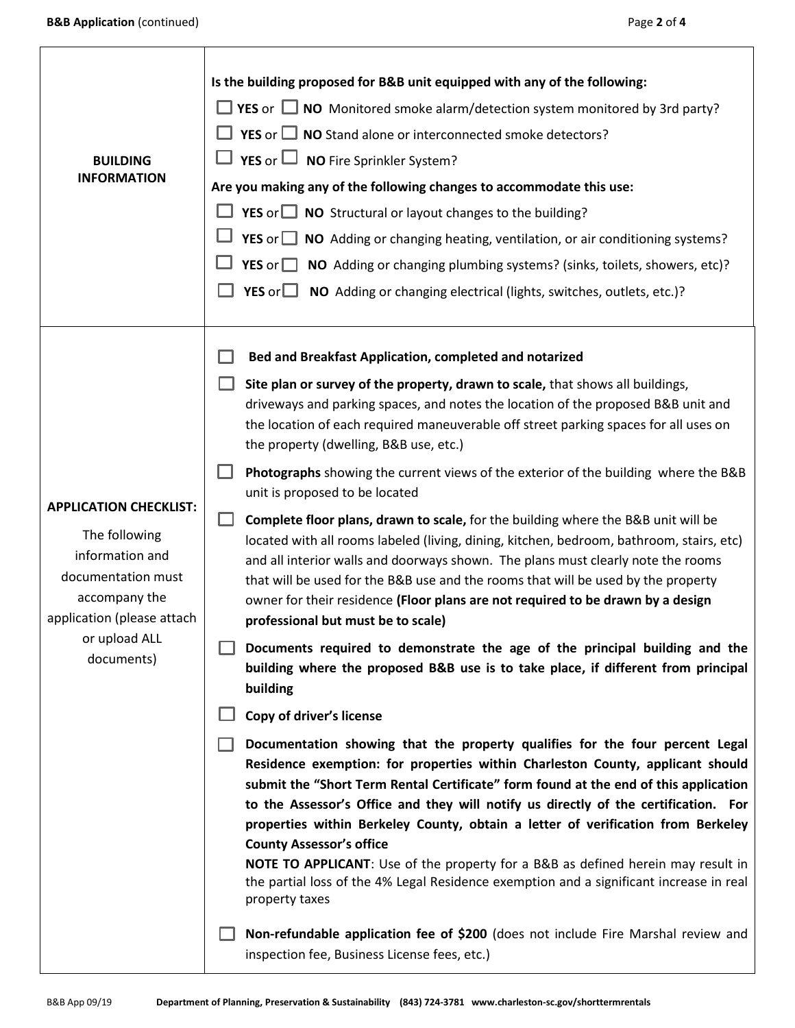| | |
|---|---|
| **BUILDING INFORMATION** | **Is the building proposed for B&B unit equipped with any of the following:**<br>☐ **YES** or ☐ **NO** Monitored smoke alarm/detection system monitored by 3rd party?<br>☐ **YES** or ☐ **NO** Stand alone or interconnected smoke detectors?<br>☐ **YES** or ☐ **NO** Fire Sprinkler System?<br>**Are you making any of the following changes to accommodate this use:**<br>☐ **YES** or ☐ **NO** Structural or layout changes to the building?<br>☐ **YES** or ☐ **NO** Adding or changing heating, ventilation, or air conditioning systems?<br>☐ **YES** or ☐ **NO** Adding or changing plumbing systems? (sinks, toilets, showers, etc)?<br>☐ **YES** or ☐ **NO** Adding or changing electrical (lights, switches, outlets, etc.)? |
| **APPLICATION CHECKLIST:**<br>The following information and documentation must accompany the application (please attach or upload ALL documents) | ☐ **Bed and Breakfast Application, completed and notarized**<br>☐ **Site plan or survey of the property, drawn to scale,** that shows all buildings, driveways and parking spaces, and notes the location of the proposed B&B unit and the location of each required maneuverable off street parking spaces for all uses on the property (dwelling, B&B use, etc.)<br>☐ **Photographs** showing the current views of the exterior of the building where the B&B unit is proposed to be located<br>☐ **Complete floor plans, drawn to scale,** for the building where the B&B unit will be located with all rooms labeled (living, dining, kitchen, bedroom, bathroom, stairs, etc) and all interior walls and doorways shown. The plans must clearly note the rooms that will be used for the B&B use and the rooms that will be used by the property owner for their residence **(Floor plans are not required to be drawn by a design professional but must be to scale)**<br>☐ **Documents required to demonstrate the age of the principal building and the building where the proposed B&B use is to take place, if different from principal building**<br>☐ **Copy of driver's license**<br>☐ **Documentation showing that the property qualifies for the four percent Legal Residence exemption: for properties within Charleston County, applicant should submit the "Short Term Rental Certificate" form found at the end of this application to the Assessor's Office and they will notify us directly of the certification. For properties within Berkeley County, obtain a letter of verification from Berkeley County Assessor's office**<br>**NOTE TO APPLICANT**: Use of the property for a B&B as defined herein may result in the partial loss of the 4% Legal Residence exemption and a significant increase in real property taxes<br>☐ **Non-refundable application fee of $200** (does not include Fire Marshal review and inspection fee, Business License fees, etc.) |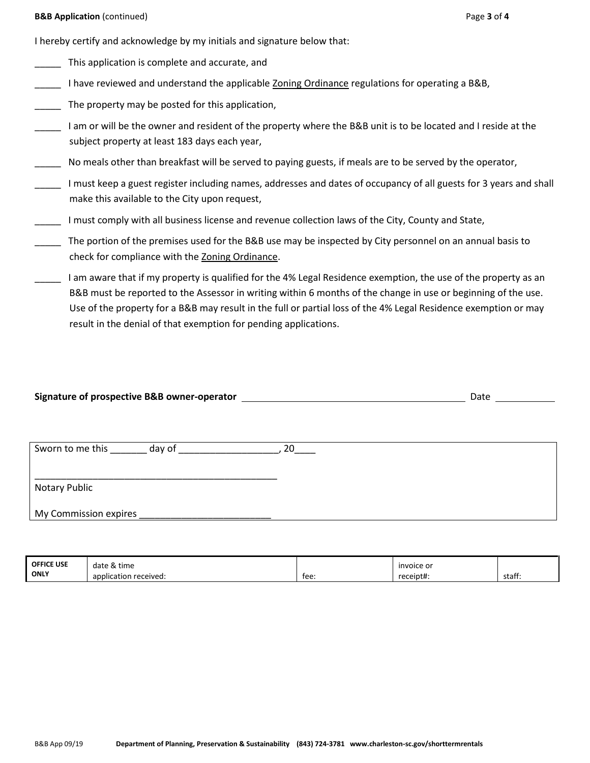I hereby certify and acknowledge by my initials and signature below that:

_____ This application is complete and accurate, and

_____ I have reviewed and understand the applicable Zoning Ordinance regulations for operating a B&B,

_____ The property may be posted for this application,

_____ I am or will be the owner and resident of the property where the B&B unit is to be located and I reside at the subject property at least 183 days each year,

_____ No meals other than breakfast will be served to paying guests, if meals are to be served by the operator,

_____ I must keep a guest register including names, addresses and dates of occupancy of all guests for 3 years and shall make this available to the City upon request,

_____ I must comply with all business license and revenue collection laws of the City, County and State,

_____ The portion of the premises used for the B&B use may be inspected by City personnel on an annual basis to check for compliance with the Zoning Ordinance.

_____ I am aware that if my property is qualified for the 4% Legal Residence exemption, the use of the property as an B&B must be reported to the Assessor in writing within 6 months of the change in use or beginning of the use. Use of the property for a B&B may result in the full or partial loss of the 4% Legal Residence exemption or may result in the denial of that exemption for pending applications.

**Signature of prospective B&B owner-operator** ______________________________ Date ____________

Sworn to me this _______ day of ___________________, 20____

_______________________________________________
Notary Public

My Commission expires ________________________

| OFFICE USE ONLY | date & time application received: | fee: | invoice or receipt#: | staff: |
|---|---|---|---|---|

B&B App 09/19 **Department of Planning, Preservation & Sustainability (843) 724-3781 www.charleston-sc.gov/shorttermrentals**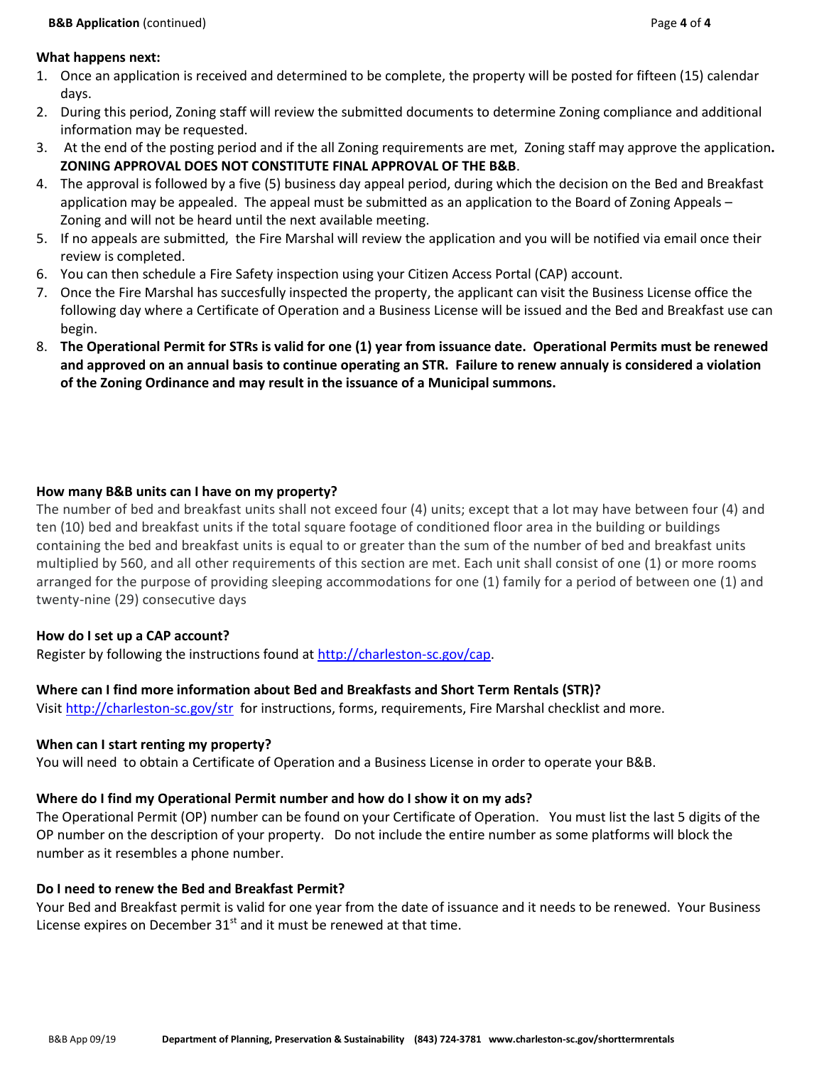**What happens next:**

1. Once an application is received and determined to be complete, the property will be posted for fifteen (15) calendar days.
2. During this period, Zoning staff will review the submitted documents to determine Zoning compliance and additional information may be requested.
3. At the end of the posting period and if the all Zoning requirements are met, Zoning staff may approve the application**. ZONING APPROVAL DOES NOT CONSTITUTE FINAL APPROVAL OF THE B&B**.
4. The approval is followed by a five (5) business day appeal period, during which the decision on the Bed and Breakfast application may be appealed. The appeal must be submitted as an application to the Board of Zoning Appeals – Zoning and will not be heard until the next available meeting.
5. If no appeals are submitted, the Fire Marshal will review the application and you will be notified via email once their review is completed.
6. You can then schedule a Fire Safety inspection using your Citizen Access Portal (CAP) account.
7. Once the Fire Marshal has succesfully inspected the property, the applicant can visit the Business License office the following day where a Certificate of Operation and a Business License will be issued and the Bed and Breakfast use can begin.
8. **The Operational Permit for STRs is valid for one (1) year from issuance date. Operational Permits must be renewed and approved on an annual basis to continue operating an STR. Failure to renew annualy is considered a violation of the Zoning Ordinance and may result in the issuance of a Municipal summons.**

**How many B&B units can I have on my property?**

The number of bed and breakfast units shall not exceed four (4) units; except that a lot may have between four (4) and ten (10) bed and breakfast units if the total square footage of conditioned floor area in the building or buildings containing the bed and breakfast units is equal to or greater than the sum of the number of bed and breakfast units multiplied by 560, and all other requirements of this section are met. Each unit shall consist of one (1) or more rooms arranged for the purpose of providing sleeping accommodations for one (1) family for a period of between one (1) and twenty-nine (29) consecutive days

**How do I set up a CAP account?**

Register by following the instructions found at http://charleston-sc.gov/cap.

**Where can I find more information about Bed and Breakfasts and Short Term Rentals (STR)?**

Visit http://charleston-sc.gov/str for instructions, forms, requirements, Fire Marshal checklist and more.

**When can I start renting my property?**

You will need to obtain a Certificate of Operation and a Business License in order to operate your B&B.

**Where do I find my Operational Permit number and how do I show it on my ads?**

The Operational Permit (OP) number can be found on your Certificate of Operation. You must list the last 5 digits of the OP number on the description of your property. Do not include the entire number as some platforms will block the number as it resembles a phone number.

**Do I need to renew the Bed and Breakfast Permit?**

Your Bed and Breakfast permit is valid for one year from the date of issuance and it needs to be renewed. Your Business License expires on December 31st and it must be renewed at that time.